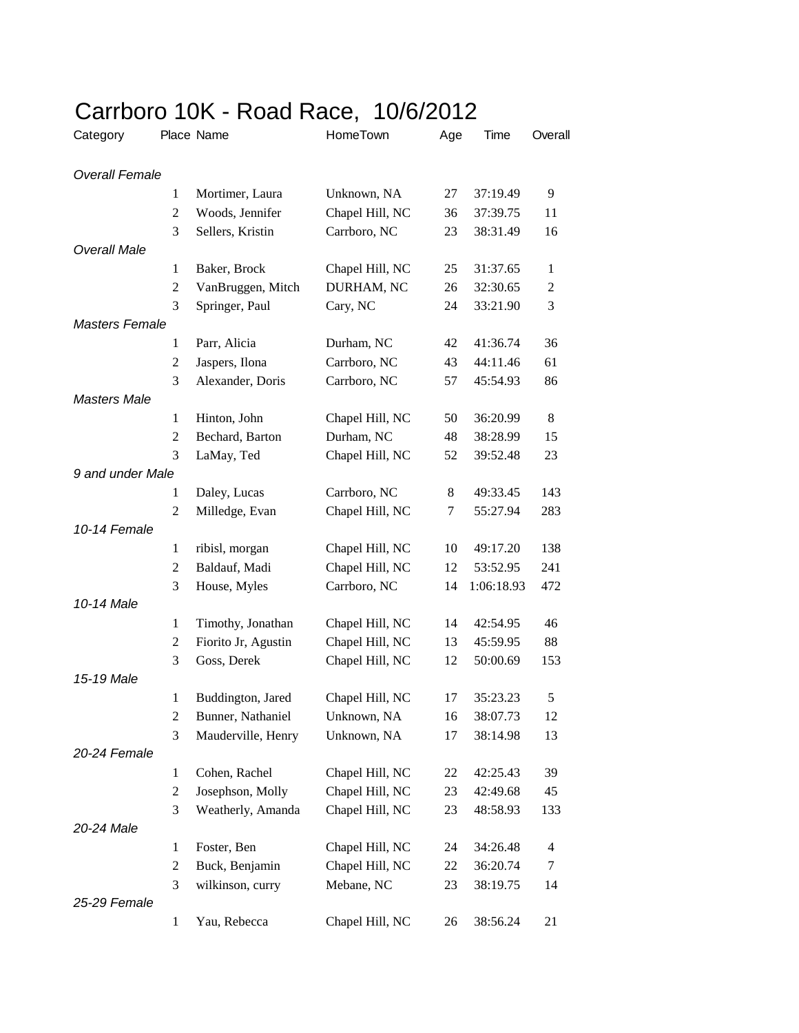# Carrboro 10K - Road Race,  10/6/2012

| Category | Place | Name | HomeTown | Age | Time | Overall |
|---|---|---|---|---|---|---|
| *Overall Female* | | | | | | |
| | 1 | Mortimer, Laura | Unknown, NA | 27 | 37:19.49 | 9 |
| | 2 | Woods, Jennifer | Chapel Hill, NC | 36 | 37:39.75 | 11 |
| | 3 | Sellers, Kristin | Carrboro, NC | 23 | 38:31.49 | 16 |
| *Overall Male* | | | | | | |
| | 1 | Baker, Brock | Chapel Hill, NC | 25 | 31:37.65 | 1 |
| | 2 | VanBruggen, Mitch | DURHAM, NC | 26 | 32:30.65 | 2 |
| | 3 | Springer, Paul | Cary, NC | 24 | 33:21.90 | 3 |
| *Masters Female* | | | | | | |
| | 1 | Parr, Alicia | Durham, NC | 42 | 41:36.74 | 36 |
| | 2 | Jaspers, Ilona | Carrboro, NC | 43 | 44:11.46 | 61 |
| | 3 | Alexander, Doris | Carrboro, NC | 57 | 45:54.93 | 86 |
| *Masters Male* | | | | | | |
| | 1 | Hinton, John | Chapel Hill, NC | 50 | 36:20.99 | 8 |
| | 2 | Bechard, Barton | Durham, NC | 48 | 38:28.99 | 15 |
| | 3 | LaMay, Ted | Chapel Hill, NC | 52 | 39:52.48 | 23 |
| *9 and under Male* | | | | | | |
| | 1 | Daley, Lucas | Carrboro, NC | 8 | 49:33.45 | 143 |
| | 2 | Milledge, Evan | Chapel Hill, NC | 7 | 55:27.94 | 283 |
| *10-14 Female* | | | | | | |
| | 1 | ribisl, morgan | Chapel Hill, NC | 10 | 49:17.20 | 138 |
| | 2 | Baldauf, Madi | Chapel Hill, NC | 12 | 53:52.95 | 241 |
| | 3 | House, Myles | Carrboro, NC | 14 | 1:06:18.93 | 472 |
| *10-14 Male* | | | | | | |
| | 1 | Timothy, Jonathan | Chapel Hill, NC | 14 | 42:54.95 | 46 |
| | 2 | Fiorito Jr, Agustin | Chapel Hill, NC | 13 | 45:59.95 | 88 |
| | 3 | Goss, Derek | Chapel Hill, NC | 12 | 50:00.69 | 153 |
| *15-19 Male* | | | | | | |
| | 1 | Buddington, Jared | Chapel Hill, NC | 17 | 35:23.23 | 5 |
| | 2 | Bunner, Nathaniel | Unknown, NA | 16 | 38:07.73 | 12 |
| | 3 | Mauderville, Henry | Unknown, NA | 17 | 38:14.98 | 13 |
| *20-24 Female* | | | | | | |
| | 1 | Cohen, Rachel | Chapel Hill, NC | 22 | 42:25.43 | 39 |
| | 2 | Josephson, Molly | Chapel Hill, NC | 23 | 42:49.68 | 45 |
| | 3 | Weatherly, Amanda | Chapel Hill, NC | 23 | 48:58.93 | 133 |
| *20-24 Male* | | | | | | |
| | 1 | Foster, Ben | Chapel Hill, NC | 24 | 34:26.48 | 4 |
| | 2 | Buck, Benjamin | Chapel Hill, NC | 22 | 36:20.74 | 7 |
| | 3 | wilkinson, curry | Mebane, NC | 23 | 38:19.75 | 14 |
| *25-29 Female* | | | | | | |
| | 1 | Yau, Rebecca | Chapel Hill, NC | 26 | 38:56.24 | 21 |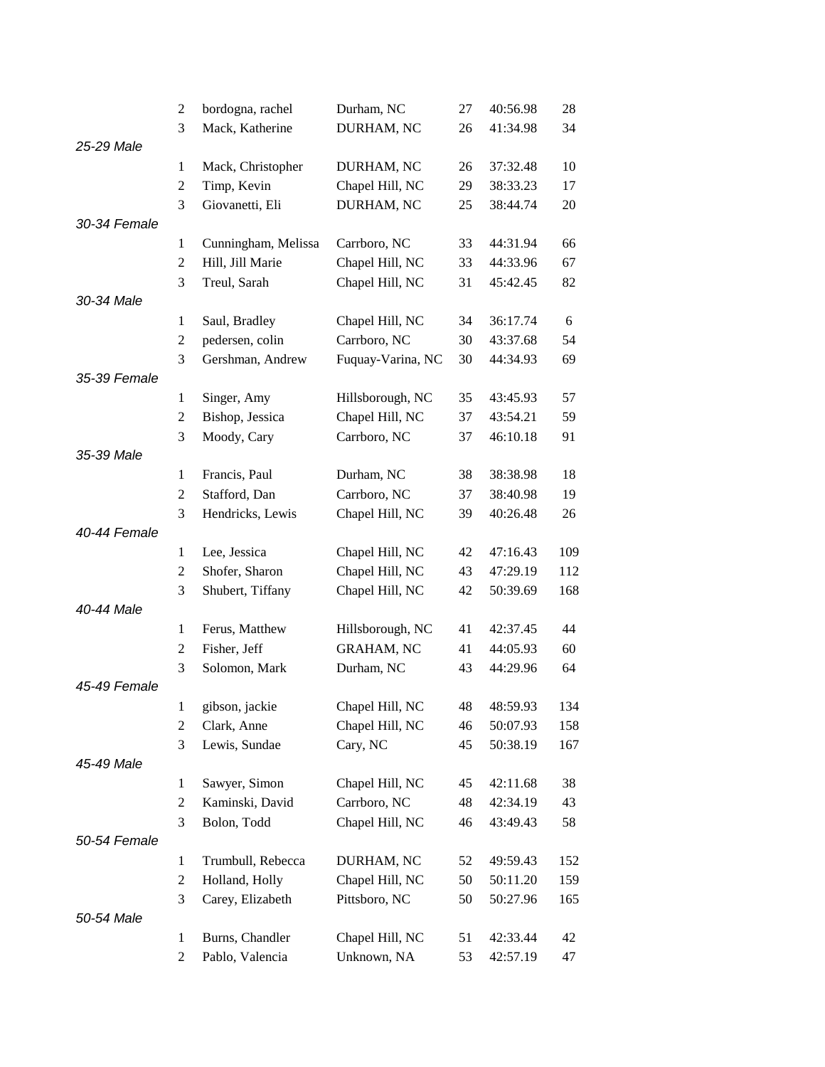| | Place | Name | City | Age | Time | Overall |
|---|---|---|---|---|---|---|
| | 2 | bordogna, rachel | Durham, NC | 27 | 40:56.98 | 28 |
| | 3 | Mack, Katherine | DURHAM, NC | 26 | 41:34.98 | 34 |
| *25-29 Male* | | | | | | |
| | 1 | Mack, Christopher | DURHAM, NC | 26 | 37:32.48 | 10 |
| | 2 | Timp, Kevin | Chapel Hill, NC | 29 | 38:33.23 | 17 |
| | 3 | Giovanetti, Eli | DURHAM, NC | 25 | 38:44.74 | 20 |
| *30-34 Female* | | | | | | |
| | 1 | Cunningham, Melissa | Carrboro, NC | 33 | 44:31.94 | 66 |
| | 2 | Hill, Jill Marie | Chapel Hill, NC | 33 | 44:33.96 | 67 |
| | 3 | Treul, Sarah | Chapel Hill, NC | 31 | 45:42.45 | 82 |
| *30-34 Male* | | | | | | |
| | 1 | Saul, Bradley | Chapel Hill, NC | 34 | 36:17.74 | 6 |
| | 2 | pedersen, colin | Carrboro, NC | 30 | 43:37.68 | 54 |
| | 3 | Gershman, Andrew | Fuquay-Varina, NC | 30 | 44:34.93 | 69 |
| *35-39 Female* | | | | | | |
| | 1 | Singer, Amy | Hillsborough, NC | 35 | 43:45.93 | 57 |
| | 2 | Bishop, Jessica | Chapel Hill, NC | 37 | 43:54.21 | 59 |
| | 3 | Moody, Cary | Carrboro, NC | 37 | 46:10.18 | 91 |
| *35-39 Male* | | | | | | |
| | 1 | Francis, Paul | Durham, NC | 38 | 38:38.98 | 18 |
| | 2 | Stafford, Dan | Carrboro, NC | 37 | 38:40.98 | 19 |
| | 3 | Hendricks, Lewis | Chapel Hill, NC | 39 | 40:26.48 | 26 |
| *40-44 Female* | | | | | | |
| | 1 | Lee, Jessica | Chapel Hill, NC | 42 | 47:16.43 | 109 |
| | 2 | Shofer, Sharon | Chapel Hill, NC | 43 | 47:29.19 | 112 |
| | 3 | Shubert, Tiffany | Chapel Hill, NC | 42 | 50:39.69 | 168 |
| *40-44 Male* | | | | | | |
| | 1 | Ferus, Matthew | Hillsborough, NC | 41 | 42:37.45 | 44 |
| | 2 | Fisher, Jeff | GRAHAM, NC | 41 | 44:05.93 | 60 |
| | 3 | Solomon, Mark | Durham, NC | 43 | 44:29.96 | 64 |
| *45-49 Female* | | | | | | |
| | 1 | gibson, jackie | Chapel Hill, NC | 48 | 48:59.93 | 134 |
| | 2 | Clark, Anne | Chapel Hill, NC | 46 | 50:07.93 | 158 |
| | 3 | Lewis, Sundae | Cary, NC | 45 | 50:38.19 | 167 |
| *45-49 Male* | | | | | | |
| | 1 | Sawyer, Simon | Chapel Hill, NC | 45 | 42:11.68 | 38 |
| | 2 | Kaminski, David | Carrboro, NC | 48 | 42:34.19 | 43 |
| | 3 | Bolon, Todd | Chapel Hill, NC | 46 | 43:49.43 | 58 |
| *50-54 Female* | | | | | | |
| | 1 | Trumbull, Rebecca | DURHAM, NC | 52 | 49:59.43 | 152 |
| | 2 | Holland, Holly | Chapel Hill, NC | 50 | 50:11.20 | 159 |
| | 3 | Carey, Elizabeth | Pittsboro, NC | 50 | 50:27.96 | 165 |
| *50-54 Male* | | | | | | |
| | 1 | Burns, Chandler | Chapel Hill, NC | 51 | 42:33.44 | 42 |
| | 2 | Pablo, Valencia | Unknown, NA | 53 | 42:57.19 | 47 |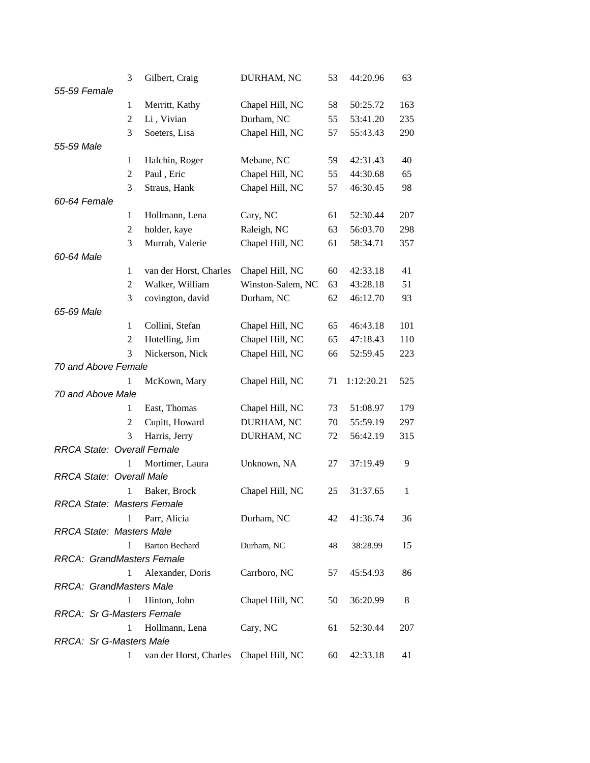| | | | | | | |
|---|---|---|---|---|---|---|
| | 3 | Gilbert, Craig | DURHAM, NC | 53 | 44:20.96 | 63 |
| *55-59 Female* | | | | | | |
| | 1 | Merritt, Kathy | Chapel Hill, NC | 58 | 50:25.72 | 163 |
| | 2 | Li , Vivian | Durham, NC | 55 | 53:41.20 | 235 |
| | 3 | Soeters, Lisa | Chapel Hill, NC | 57 | 55:43.43 | 290 |
| *55-59 Male* | | | | | | |
| | 1 | Halchin, Roger | Mebane, NC | 59 | 42:31.43 | 40 |
| | 2 | Paul , Eric | Chapel Hill, NC | 55 | 44:30.68 | 65 |
| | 3 | Straus, Hank | Chapel Hill, NC | 57 | 46:30.45 | 98 |
| *60-64 Female* | | | | | | |
| | 1 | Hollmann, Lena | Cary, NC | 61 | 52:30.44 | 207 |
| | 2 | holder, kaye | Raleigh, NC | 63 | 56:03.70 | 298 |
| | 3 | Murrah, Valerie | Chapel Hill, NC | 61 | 58:34.71 | 357 |
| *60-64 Male* | | | | | | |
| | 1 | van der Horst, Charles | Chapel Hill, NC | 60 | 42:33.18 | 41 |
| | 2 | Walker, William | Winston-Salem, NC | 63 | 43:28.18 | 51 |
| | 3 | covington, david | Durham, NC | 62 | 46:12.70 | 93 |
| *65-69 Male* | | | | | | |
| | 1 | Collini, Stefan | Chapel Hill, NC | 65 | 46:43.18 | 101 |
| | 2 | Hotelling, Jim | Chapel Hill, NC | 65 | 47:18.43 | 110 |
| | 3 | Nickerson, Nick | Chapel Hill, NC | 66 | 52:59.45 | 223 |
| *70 and Above Female* | | | | | | |
| | 1 | McKown, Mary | Chapel Hill, NC | 71 | 1:12:20.21 | 525 |
| *70 and Above Male* | | | | | | |
| | 1 | East, Thomas | Chapel Hill, NC | 73 | 51:08.97 | 179 |
| | 2 | Cupitt, Howard | DURHAM, NC | 70 | 55:59.19 | 297 |
| | 3 | Harris, Jerry | DURHAM, NC | 72 | 56:42.19 | 315 |
| *RRCA State: Overall Female* | | | | | | |
| | 1 | Mortimer, Laura | Unknown, NA | 27 | 37:19.49 | 9 |
| *RRCA State: Overall Male* | | | | | | |
| | 1 | Baker, Brock | Chapel Hill, NC | 25 | 31:37.65 | 1 |
| *RRCA State: Masters Female* | | | | | | |
| | 1 | Parr, Alicia | Durham, NC | 42 | 41:36.74 | 36 |
| *RRCA State: Masters Male* | | | | | | |
| | 1 | Barton Bechard | Durham, NC | 48 | 38:28.99 | 15 |
| *RRCA: GrandMasters Female* | | | | | | |
| | 1 | Alexander, Doris | Carrboro, NC | 57 | 45:54.93 | 86 |
| *RRCA: GrandMasters Male* | | | | | | |
| | 1 | Hinton, John | Chapel Hill, NC | 50 | 36:20.99 | 8 |
| *RRCA: Sr G-Masters Female* | | | | | | |
| | 1 | Hollmann, Lena | Cary, NC | 61 | 52:30.44 | 207 |
| *RRCA: Sr G-Masters Male* | | | | | | |
| | 1 | van der Horst, Charles | Chapel Hill, NC | 60 | 42:33.18 | 41 |